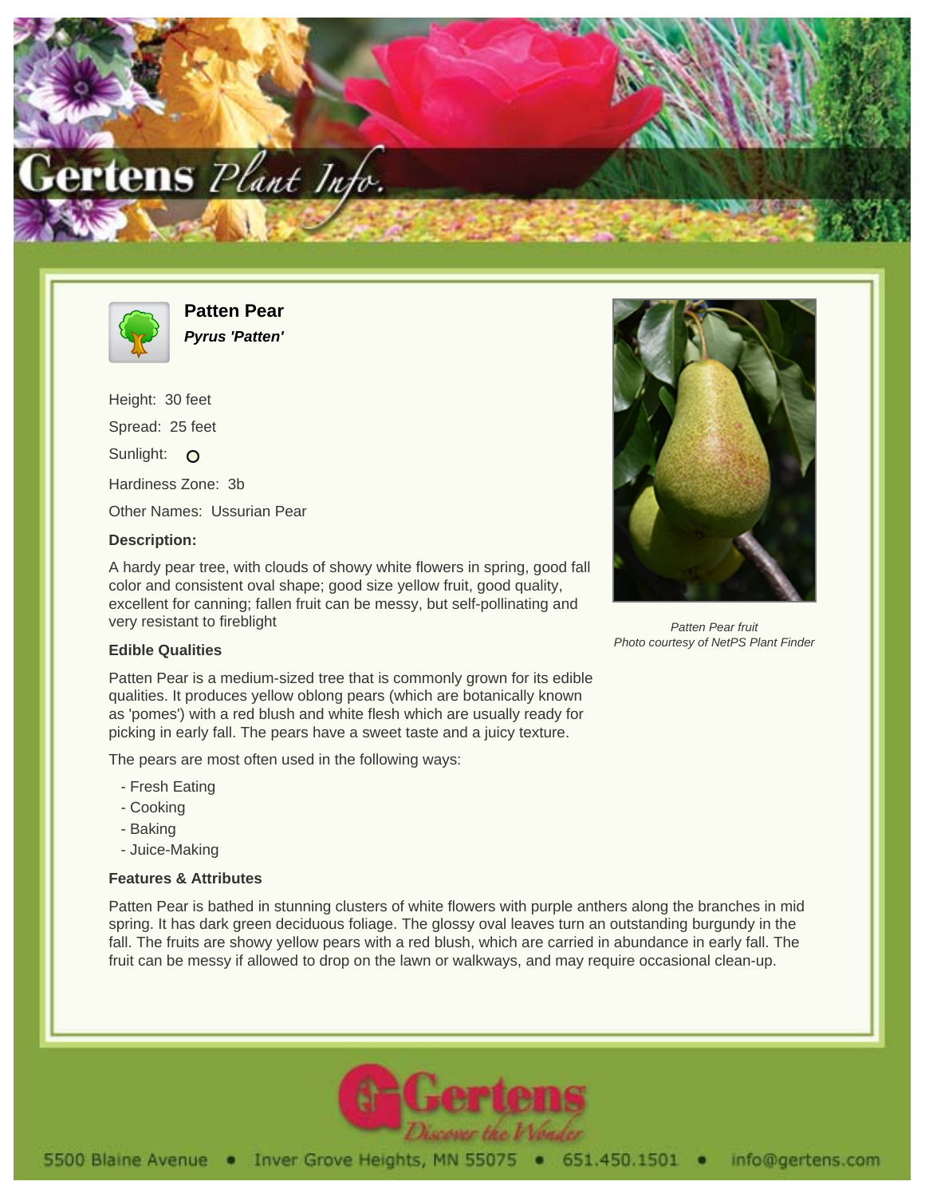# Patten Pear

***Pyrus 'Patten'***

Height: 30 feet

Spread: 25 feet

Sunlight: O

Hardiness Zone: 3b

Other Names: Ussurian Pear

### Description:

A hardy pear tree, with clouds of showy white flowers in spring, good fall color and consistent oval shape; good size yellow fruit, good quality, excellent for canning; fallen fruit can be messy, but self-pollinating and very resistant to fireblight

*Patten Pear fruit*
*Photo courtesy of NetPS Plant Finder*

### Edible Qualities

Patten Pear is a medium-sized tree that is commonly grown for its edible qualities. It produces yellow oblong pears (which are botanically known as 'pomes') with a red blush and white flesh which are usually ready for picking in early fall. The pears have a sweet taste and a juicy texture.

The pears are most often used in the following ways:

- Fresh Eating
- Cooking
- Baking
- Juice-Making

### Features & Attributes

Patten Pear is bathed in stunning clusters of white flowers with purple anthers along the branches in mid spring. It has dark green deciduous foliage. The glossy oval leaves turn an outstanding burgundy in the fall. The fruits are showy yellow pears with a red blush, which are carried in abundance in early fall. The fruit can be messy if allowed to drop on the lawn or walkways, and may require occasional clean-up.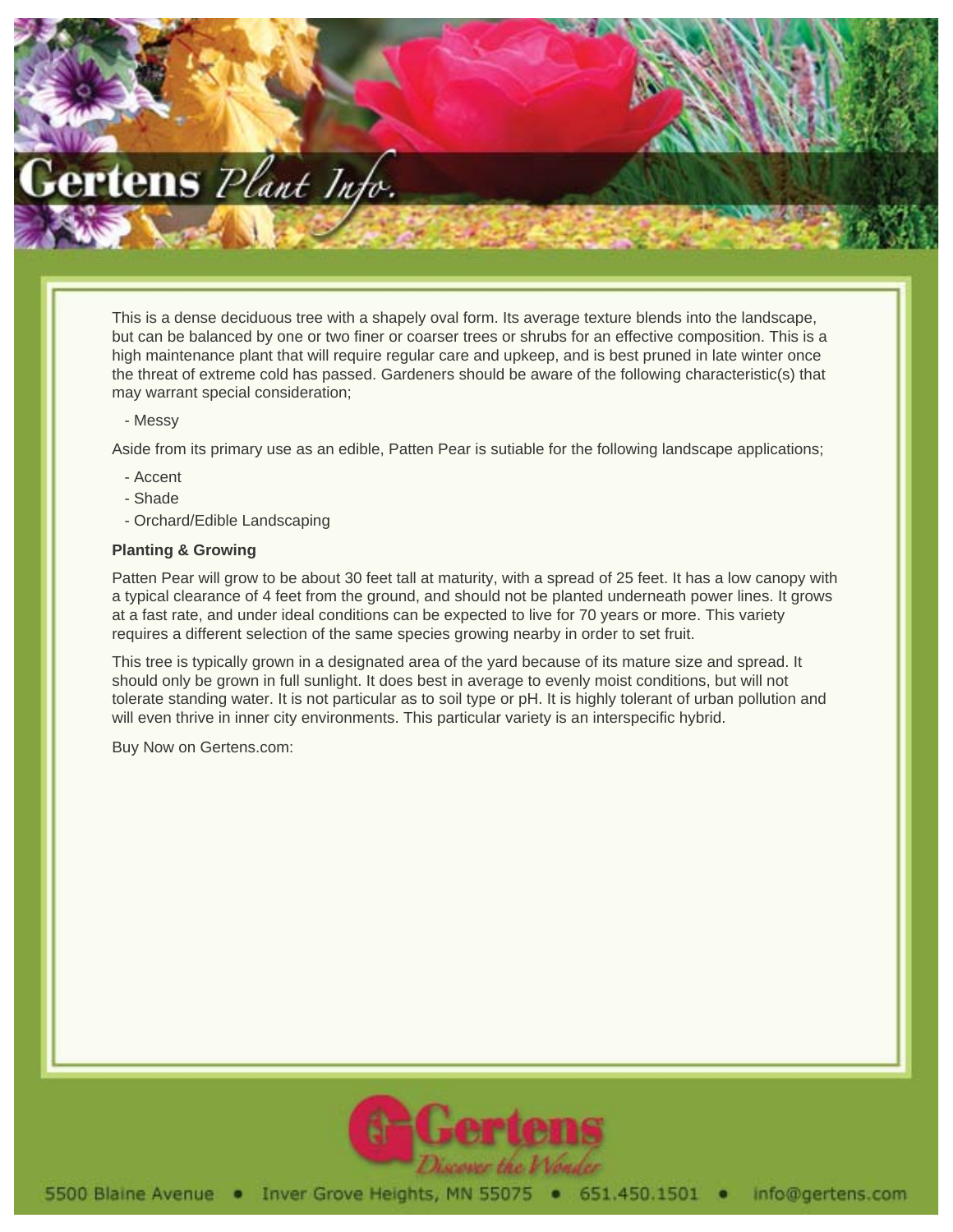This is a dense deciduous tree with a shapely oval form. Its average texture blends into the landscape, but can be balanced by one or two finer or coarser trees or shrubs for an effective composition. This is a high maintenance plant that will require regular care and upkeep, and is best pruned in late winter once the threat of extreme cold has passed. Gardeners should be aware of the following characteristic(s) that may warrant special consideration;

- Messy

Aside from its primary use as an edible, Patten Pear is sutiable for the following landscape applications;

- Accent
- Shade
- Orchard/Edible Landscaping

**Planting & Growing**

Patten Pear will grow to be about 30 feet tall at maturity, with a spread of 25 feet. It has a low canopy with a typical clearance of 4 feet from the ground, and should not be planted underneath power lines. It grows at a fast rate, and under ideal conditions can be expected to live for 70 years or more. This variety requires a different selection of the same species growing nearby in order to set fruit.

This tree is typically grown in a designated area of the yard because of its mature size and spread. It should only be grown in full sunlight. It does best in average to evenly moist conditions, but will not tolerate standing water. It is not particular as to soil type or pH. It is highly tolerant of urban pollution and will even thrive in inner city environments. This particular variety is an interspecific hybrid.

Buy Now on Gertens.com:

5500 Blaine Avenue • Inver Grove Heights, MN 55075 • 651.450.1501 • info@gertens.com